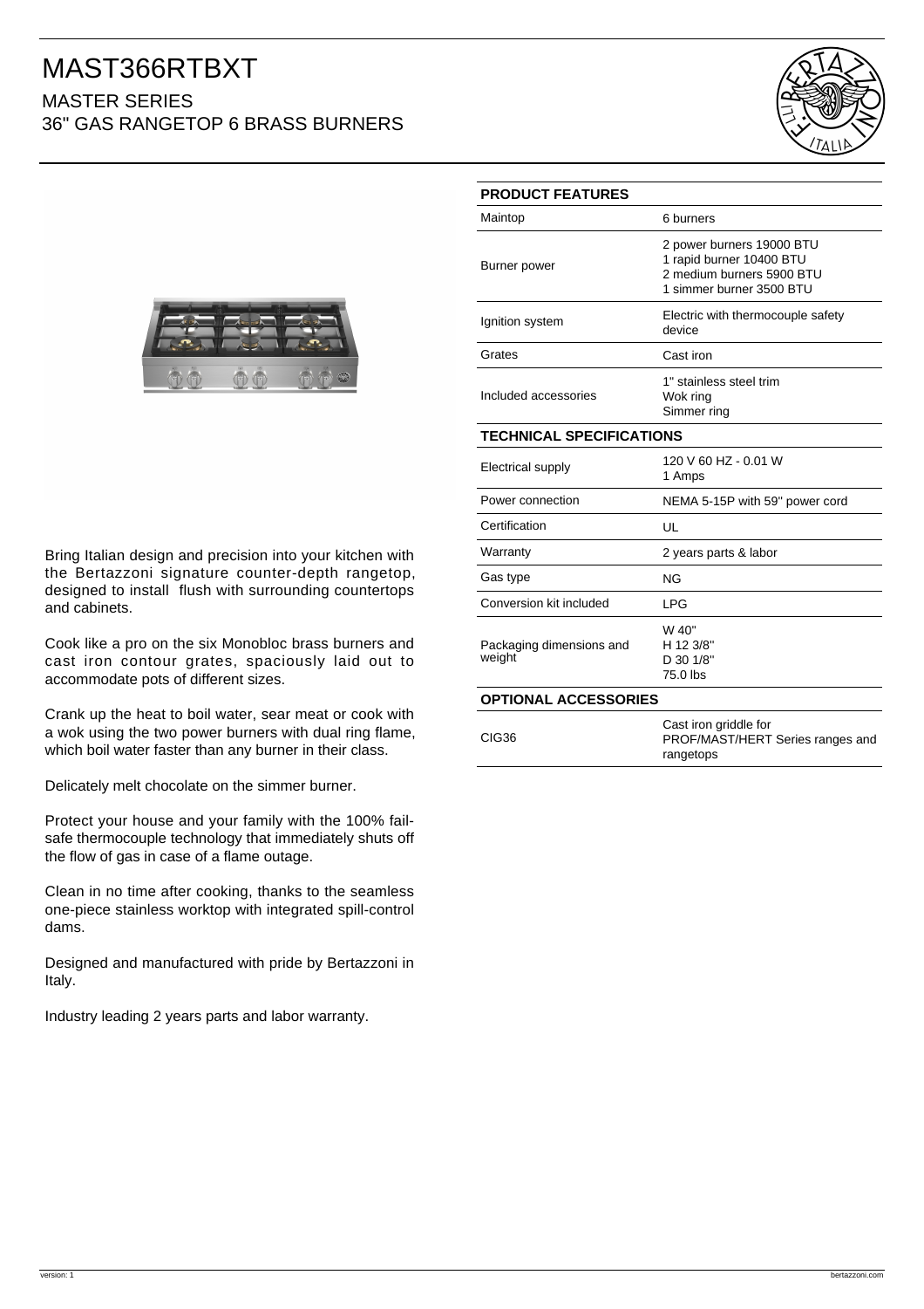# MAST366RTBXT

## MASTER SERIES

## 36" GAS RANGETOP 6 BRASS BURNERS

Bring Italian design and precision into your kitchen with the Bertazzoni signature counter-depth rangetop, designed to install flush with surrounding countertops and cabinets.

Cook like a pro on the six Monobloc brass burners and cast iron contour grates, spaciously laid out to accommodate pots of different sizes.

Crank up the heat to boil water, sear meat or cook with a wok using the two power burners with dual ring flame, which boil water faster than any burner in their class.

Delicately melt chocolate on the simmer burner.

Protect your house and your family with the 100% fail-safe thermocouple technology that immediately shuts off the flow of gas in case of a flame outage.

Clean in no time after cooking, thanks to the seamless one-piece stainless worktop with integrated spill-control dams.

Designed and manufactured with pride by Bertazzoni in Italy.

Industry leading 2 years parts and labor warranty.

| PRODUCT FEATURES | |
|---|---|
| Maintop | 6 burners |
| Burner power | 2 power burners 19000 BTU<br>1 rapid burner 10400 BTU<br>2 medium burners 5900 BTU<br>1 simmer burner 3500 BTU |
| Ignition system | Electric with thermocouple safety device |
| Grates | Cast iron |
| Included accessories | 1" stainless steel trim<br>Wok ring<br>Simmer ring |
| **TECHNICAL SPECIFICATIONS** | |
| Electrical supply | 120 V 60 HZ - 0.01 W<br>1 Amps |
| Power connection | NEMA 5-15P with 59" power cord |
| Certification | UL |
| Warranty | 2 years parts & labor |
| Gas type | NG |
| Conversion kit included | LPG |
| Packaging dimensions and weight | W 40"<br>H 12 3/8"<br>D 30 1/8"<br>75.0 lbs |
| **OPTIONAL ACCESSORIES** | |
| CIG36 | Cast iron griddle for PROF/MAST/HERT Series ranges and rangetops |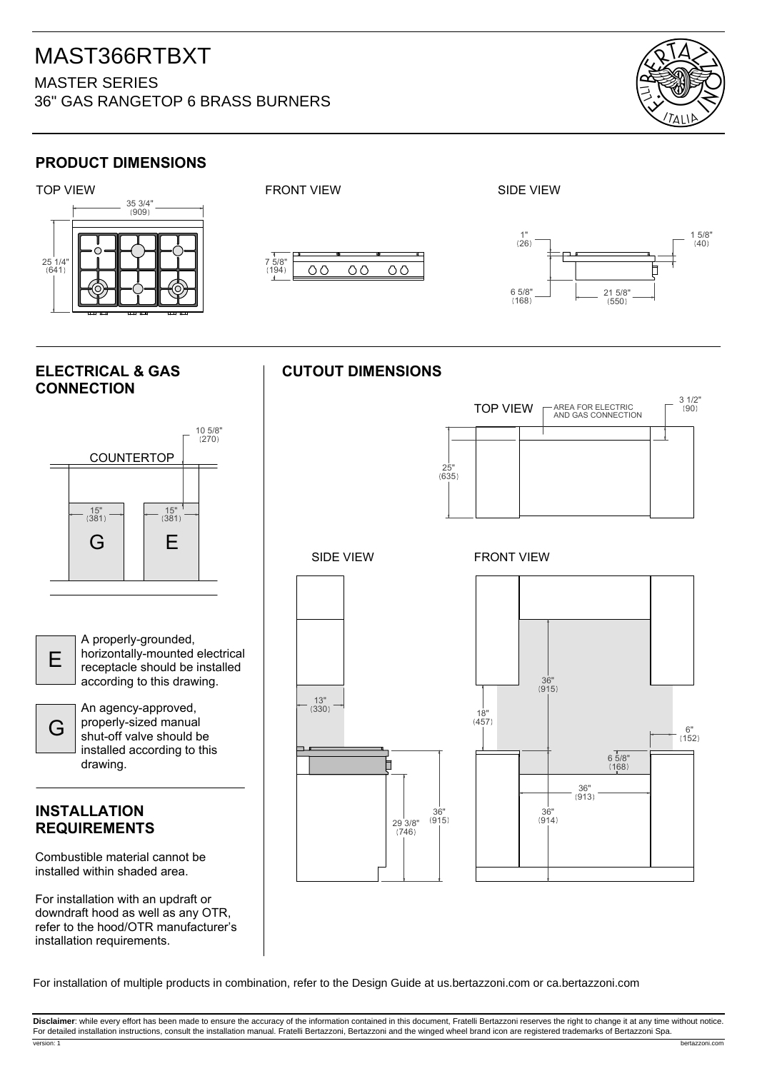# MAST366RTBXT

MASTER SERIES
36" GAS RANGETOP 6 BRASS BURNERS

## PRODUCT DIMENSIONS

TOP VIEW

35 3/4" (909)
25 1/4" (641)

FRONT VIEW

7 5/8" (194)

SIDE VIEW

1" (26)
1 5/8" (40)
6 5/8" (168)
21 5/8" (550)

## ELECTRICAL & GAS CONNECTION

10 5/8" (270)
COUNTERTOP
15" (381)
15" (381)
G
E

**E** A properly-grounded, horizontally-mounted electrical receptacle should be installed according to this drawing.

**G** An agency-approved, properly-sized manual shut-off valve should be installed according to this drawing.

## INSTALLATION REQUIREMENTS

Combustible material cannot be installed within shaded area.

For installation with an updraft or downdraft hood as well as any OTR, refer to the hood/OTR manufacturer's installation requirements.

## CUTOUT DIMENSIONS

TOP VIEW
AREA FOR ELECTRIC AND GAS CONNECTION
3 1/2" (90)
25" (635)

SIDE VIEW

13" (330)
29 3/8" (746)
36" (915)

FRONT VIEW

36" (915)
18" (457)
6" (152)
6 5/8" (168)
36" (913)
36" (914)

For installation of multiple products in combination, refer to the Design Guide at us.bertazzoni.com or ca.bertazzoni.com

**Disclaimer**: while every effort has been made to ensure the accuracy of the information contained in this document, Fratelli Bertazzoni reserves the right to change it at any time without notice. For detailed installation instructions, consult the installation manual. Fratelli Bertazzoni, Bertazzoni and the winged wheel brand icon are registered trademarks of Bertazzoni Spa.